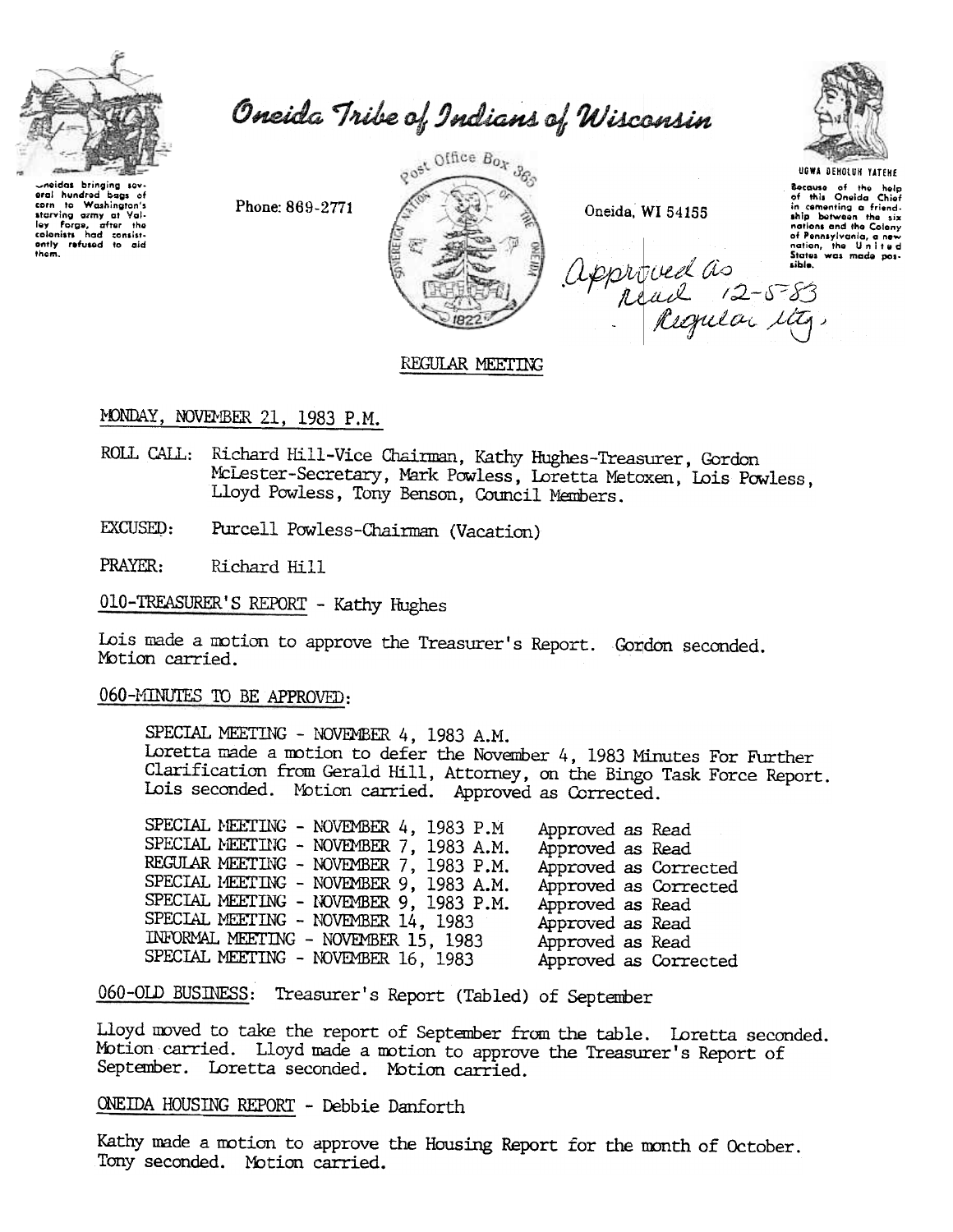# Oneida Tribe of Indians of Wisconsin

Oneidas bringing several hundred bags of corn to Washington's starving army at Valley Forge, after the colonists had consistently refused to aid them.

Phone: 869-2771

Post Office Box 365

Oneida, WI 54155

UGWA DEHOLUH YATEHE

Because of the help of this Oneida Chief in cementing a friendship between the six nations and the Colony of Pennsylvania, a new nation, the United States was made possible.

*Approved as Read 12-5-83 Regular Mtg.*

## REGULAR MEETING

MONDAY, NOVEMBER 21, 1983 P.M.

ROLL CALL: Richard Hill-Vice Chairman, Kathy Hughes-Treasurer, Gordon McLester-Secretary, Mark Powless, Loretta Metoxen, Lois Powless, Lloyd Powless, Tony Benson, Council Members.

EXCUSED: Purcell Powless-Chairman (Vacation)

PRAYER: Richard Hill

010-TREASURER'S REPORT - Kathy Hughes

Lois made a motion to approve the Treasurer's Report. Gordon seconded. Motion carried.

060-MINUTES TO BE APPROVED:

SPECIAL MEETING - NOVEMBER 4, 1983 A.M.
Loretta made a motion to defer the November 4, 1983 Minutes For Further Clarification from Gerald Hill, Attorney, on the Bingo Task Force Report. Lois seconded. Motion carried. Approved as Corrected.

| | |
|---|---|
| SPECIAL MEETING - NOVEMBER 4, 1983 P.M | Approved as Read |
| SPECIAL MEETING - NOVEMBER 7, 1983 A.M. | Approved as Read |
| REGULAR MEETING - NOVEMBER 7, 1983 P.M. | Approved as Corrected |
| SPECIAL MEETING - NOVEMBER 9, 1983 A.M. | Approved as Corrected |
| SPECIAL MEETING - NOVEMBER 9, 1983 P.M. | Approved as Read |
| SPECIAL MEETING - NOVEMBER 14, 1983 | Approved as Read |
| INFORMAL MEETING - NOVEMBER 15, 1983 | Approved as Read |
| SPECIAL MEETING - NOVEMBER 16, 1983 | Approved as Corrected |

060-OLD BUSINESS: Treasurer's Report (Tabled) of September

Lloyd moved to take the report of September from the table. Loretta seconded. Motion carried. Lloyd made a motion to approve the Treasurer's Report of September. Loretta seconded. Motion carried.

ONEIDA HOUSING REPORT - Debbie Danforth

Kathy made a motion to approve the Housing Report for the month of October. Tony seconded. Motion carried.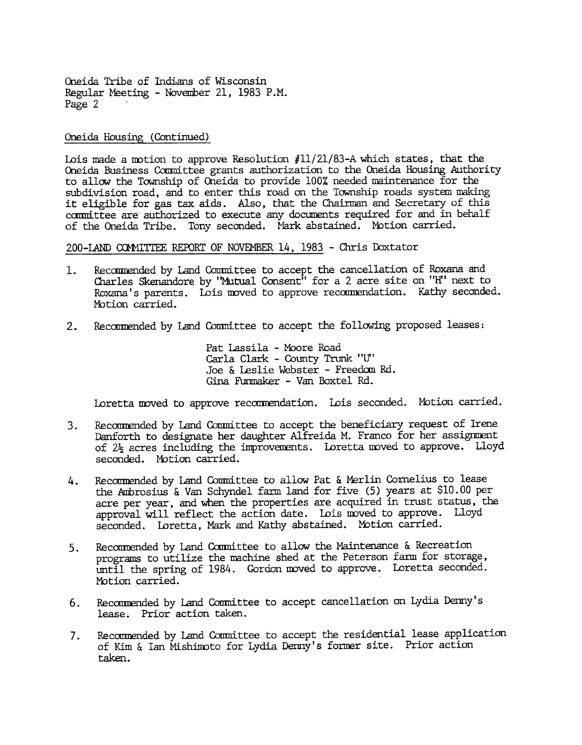Oneida Tribe of Indians of Wisconsin
Regular Meeting - November 21, 1983 P.M.

Oneida Housing (Continued)

Lois made a motion to approve Resolution #11/21/83-A which states, that the Oneida Business Committee grants authorization to the Oneida Housing Authority to allow the Township of Oneida to provide 100% needed maintenance for the subdivision road, and to enter this road on the Township roads system making it eligible for gas tax aids. Also, that the Chairman and Secretary of this committee are authorized to execute any documents required for and in behalf of the Oneida Tribe. Tony seconded. Mark abstained. Motion carried.

200-LAND COMMITTEE REPORT OF NOVEMBER 14, 1983 - Chris Doxtator

1. Recommended by Land Committee to accept the cancellation of Roxana and Charles Skenandore by "Mutual Consent" for a 2 acre site on "H" next to Roxana's parents. Lois moved to approve recommendation. Kathy seconded. Motion carried.

2. Recommended by Land Committee to accept the following proposed leases:

   Pat Lassila - Moore Road
   Carla Clark - County Trunk "U"
   Joe & Leslie Webster - Freedom Rd.
   Gina Funmaker - Van Boxtel Rd.

   Loretta moved to approve recommendation. Lois seconded. Motion carried.

3. Recommended by Land Committee to accept the beneficiary request of Irene Danforth to designate her daughter Alfreida M. Franco for her assignment of 2½ acres including the improvements. Loretta moved to approve. Lloyd seconded. Motion carried.

4. Recommended by Land Committee to allow Pat & Merlin Cornelius to lease the Ambrosius & Van Schyndel farm land for five (5) years at $10.00 per acre per year, and when the properties are acquired in trust status, the approval will reflect the action date. Lois moved to approve. Lloyd seconded. Loretta, Mark and Kathy abstained. Motion carried.

5. Recommended by Land Committee to allow the Maintenance & Recreation programs to utilize the machine shed at the Peterson farm for storage, until the spring of 1984. Gordon moved to approve. Loretta seconded. Motion carried.

6. Recommended by Land Committee to accept cancellation on Lydia Denny's lease. Prior action taken.

7. Recommended by Land Committee to accept the residential lease application of Kim & Ian Mishimoto for Lydia Denny's former site. Prior action taken.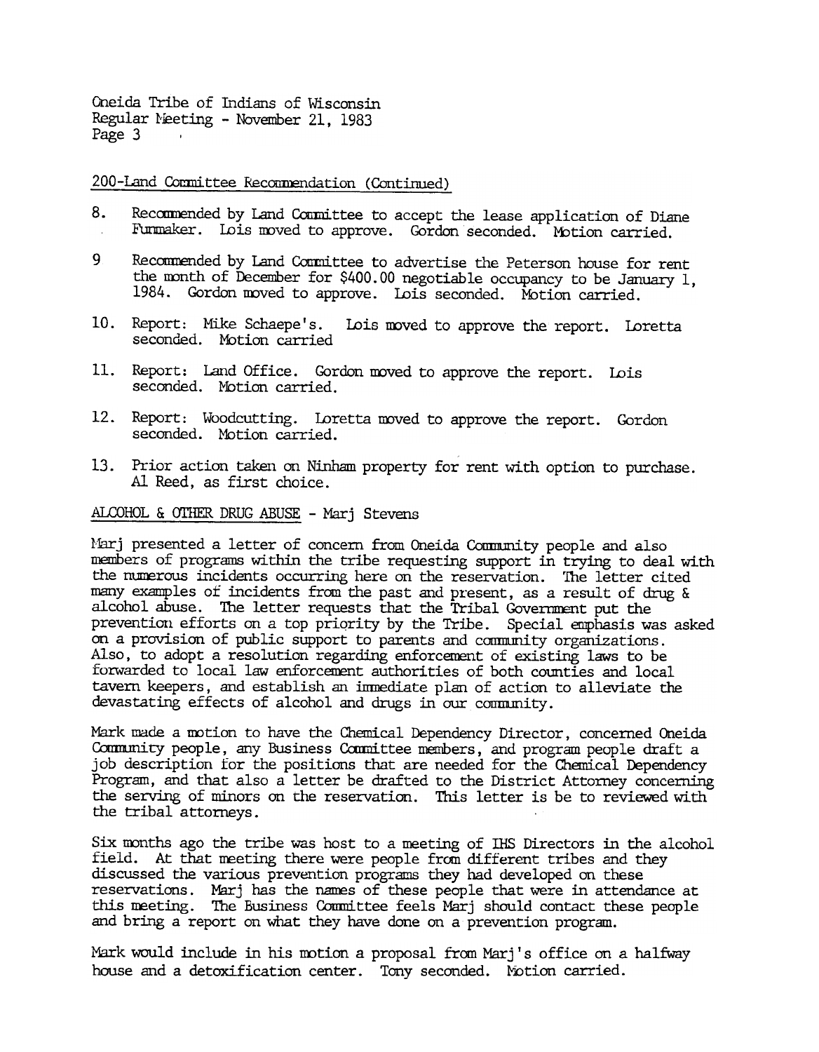200-Land Committee Recommendation (Continued)

8. Recommended by Land Committee to accept the lease application of Diane Funmaker. Lois moved to approve. Gordon seconded. Motion carried.

9. Recommended by Land Committee to advertise the Peterson house for rent the month of December for $400.00 negotiable occupancy to be January 1, 1984. Gordon moved to approve. Lois seconded. Motion carried.

10. Report: Mike Schaepe's. Lois moved to approve the report. Loretta seconded. Motion carried

11. Report: Land Office. Gordon moved to approve the report. Lois seconded. Motion carried.

12. Report: Woodcutting. Loretta moved to approve the report. Gordon seconded. Motion carried.

13. Prior action taken on Ninham property for rent with option to purchase. Al Reed, as first choice.

ALCOHOL & OTHER DRUG ABUSE - Marj Stevens

Marj presented a letter of concern from Oneida Community people and also members of programs within the tribe requesting support in trying to deal with the numerous incidents occurring here on the reservation. The letter cited many examples of incidents from the past and present, as a result of drug & alcohol abuse. The letter requests that the Tribal Government put the prevention efforts on a top priority by the Tribe. Special emphasis was asked on a provision of public support to parents and community organizations. Also, to adopt a resolution regarding enforcement of existing laws to be forwarded to local law enforcement authorities of both counties and local tavern keepers, and establish an immediate plan of action to alleviate the devastating effects of alcohol and drugs in our community.

Mark made a motion to have the Chemical Dependency Director, concerned Oneida Community people, any Business Committee members, and program people draft a job description for the positions that are needed for the Chemical Dependency Program, and that also a letter be drafted to the District Attorney concerning the serving of minors on the reservation. This letter is be to reviewed with the tribal attorneys.

Six months ago the tribe was host to a meeting of IHS Directors in the alcohol field. At that meeting there were people from different tribes and they discussed the various prevention programs they had developed on these reservations. Marj has the names of these people that were in attendance at this meeting. The Business Committee feels Marj should contact these people and bring a report on what they have done on a prevention program.

Mark would include in his motion a proposal from Marj's office on a halfway house and a detoxification center. Tony seconded. Motion carried.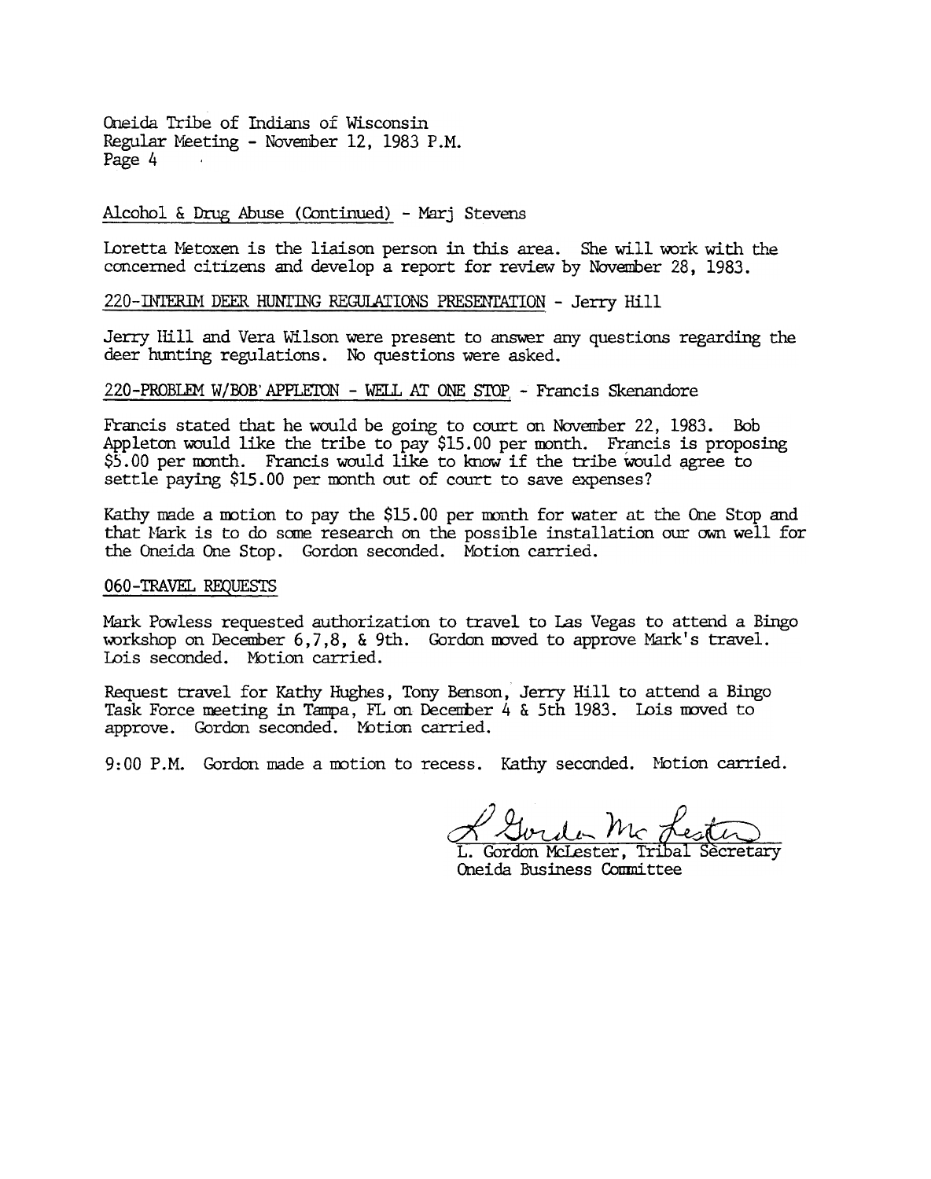Oneida Tribe of Indians of Wisconsin
Regular Meeting - November 12, 1983 P.M.

Alcohol & Drug Abuse (Continued) - Marj Stevens

Loretta Metoxen is the liaison person in this area. She will work with the concerned citizens and develop a report for review by November 28, 1983.

220-INTERIM DEER HUNTING REGULATIONS PRESENTATION - Jerry Hill

Jerry Hill and Vera Wilson were present to answer any questions regarding the deer hunting regulations. No questions were asked.

220-PROBLEM W/BOB APPLETON - WELL AT ONE STOP - Francis Skenandore

Francis stated that he would be going to court on November 22, 1983. Bob Appleton would like the tribe to pay $15.00 per month. Francis is proposing $5.00 per month. Francis would like to know if the tribe would agree to settle paying $15.00 per month out of court to save expenses?

Kathy made a motion to pay the $15.00 per month for water at the One Stop and that Mark is to do some research on the possible installation our own well for the Oneida One Stop. Gordon seconded. Motion carried.

060-TRAVEL REQUESTS

Mark Powless requested authorization to travel to Las Vegas to attend a Bingo workshop on December 6,7,8, & 9th. Gordon moved to approve Mark's travel. Lois seconded. Motion carried.

Request travel for Kathy Hughes, Tony Benson, Jerry Hill to attend a Bingo Task Force meeting in Tampa, FL on December 4 & 5th 1983. Lois moved to approve. Gordon seconded. Motion carried.

9:00 P.M. Gordon made a motion to recess. Kathy seconded. Motion carried.

L. Gordon McLester, Tribal Secretary
Oneida Business Committee